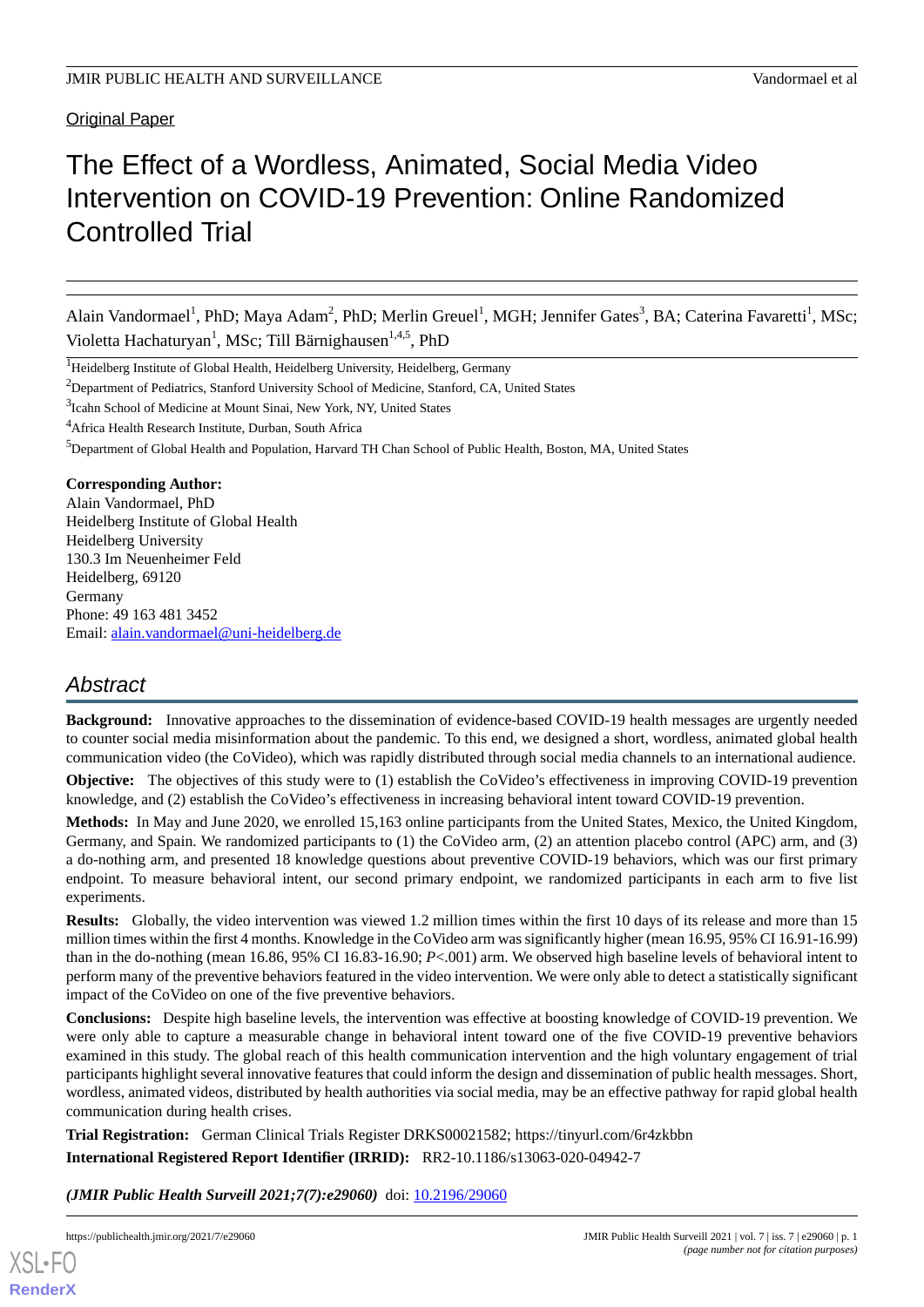Original Paper

# The Effect of a Wordless, Animated, Social Media Video Intervention on COVID-19 Prevention: Online Randomized Controlled Trial

Alain Vandormael[1], PhD; Maya Adam[2], PhD; Merlin Greuel[1], MGH; Jennifer Gates[3], BA; Caterina Favaretti[1], MSc; Violetta Hachaturyan[1], MSc; Till Bärnighausen[1,4,5], PhD

[1]Heidelberg Institute of Global Health, Heidelberg University, Heidelberg, Germany

[2]Department of Pediatrics, Stanford University School of Medicine, Stanford, CA, United States

[3]Icahn School of Medicine at Mount Sinai, New York, NY, United States

[4]Africa Health Research Institute, Durban, South Africa

[5]Department of Global Health and Population, Harvard TH Chan School of Public Health, Boston, MA, United States

**Corresponding Author:**
Alain Vandormael, PhD
Heidelberg Institute of Global Health
Heidelberg University
130.3 Im Neuenheimer Feld
Heidelberg, 69120
Germany
Phone: 49 163 481 3452
Email: alain.vandormael@uni-heidelberg.de

## *Abstract*

**Background:** Innovative approaches to the dissemination of evidence-based COVID-19 health messages are urgently needed to counter social media misinformation about the pandemic. To this end, we designed a short, wordless, animated global health communication video (the CoVideo), which was rapidly distributed through social media channels to an international audience.

**Objective:** The objectives of this study were to (1) establish the CoVideo's effectiveness in improving COVID-19 prevention knowledge, and (2) establish the CoVideo's effectiveness in increasing behavioral intent toward COVID-19 prevention.

**Methods:** In May and June 2020, we enrolled 15,163 online participants from the United States, Mexico, the United Kingdom, Germany, and Spain. We randomized participants to (1) the CoVideo arm, (2) an attention placebo control (APC) arm, and (3) a do-nothing arm, and presented 18 knowledge questions about preventive COVID-19 behaviors, which was our first primary endpoint. To measure behavioral intent, our second primary endpoint, we randomized participants in each arm to five list experiments.

**Results:** Globally, the video intervention was viewed 1.2 million times within the first 10 days of its release and more than 15 million times within the first 4 months. Knowledge in the CoVideo arm was significantly higher (mean 16.95, 95% CI 16.91-16.99) than in the do-nothing (mean 16.86, 95% CI 16.83-16.90; *P*<.001) arm. We observed high baseline levels of behavioral intent to perform many of the preventive behaviors featured in the video intervention. We were only able to detect a statistically significant impact of the CoVideo on one of the five preventive behaviors.

**Conclusions:** Despite high baseline levels, the intervention was effective at boosting knowledge of COVID-19 prevention. We were only able to capture a measurable change in behavioral intent toward one of the five COVID-19 preventive behaviors examined in this study. The global reach of this health communication intervention and the high voluntary engagement of trial participants highlight several innovative features that could inform the design and dissemination of public health messages. Short, wordless, animated videos, distributed by health authorities via social media, may be an effective pathway for rapid global health communication during health crises.

**Trial Registration:** German Clinical Trials Register DRKS00021582; https://tinyurl.com/6r4zkbbn

**International Registered Report Identifier (IRRID):** RR2-10.1186/s13063-020-04942-7

***(JMIR Public Health Surveill 2021;7(7):e29060)*** doi: 10.2196/29060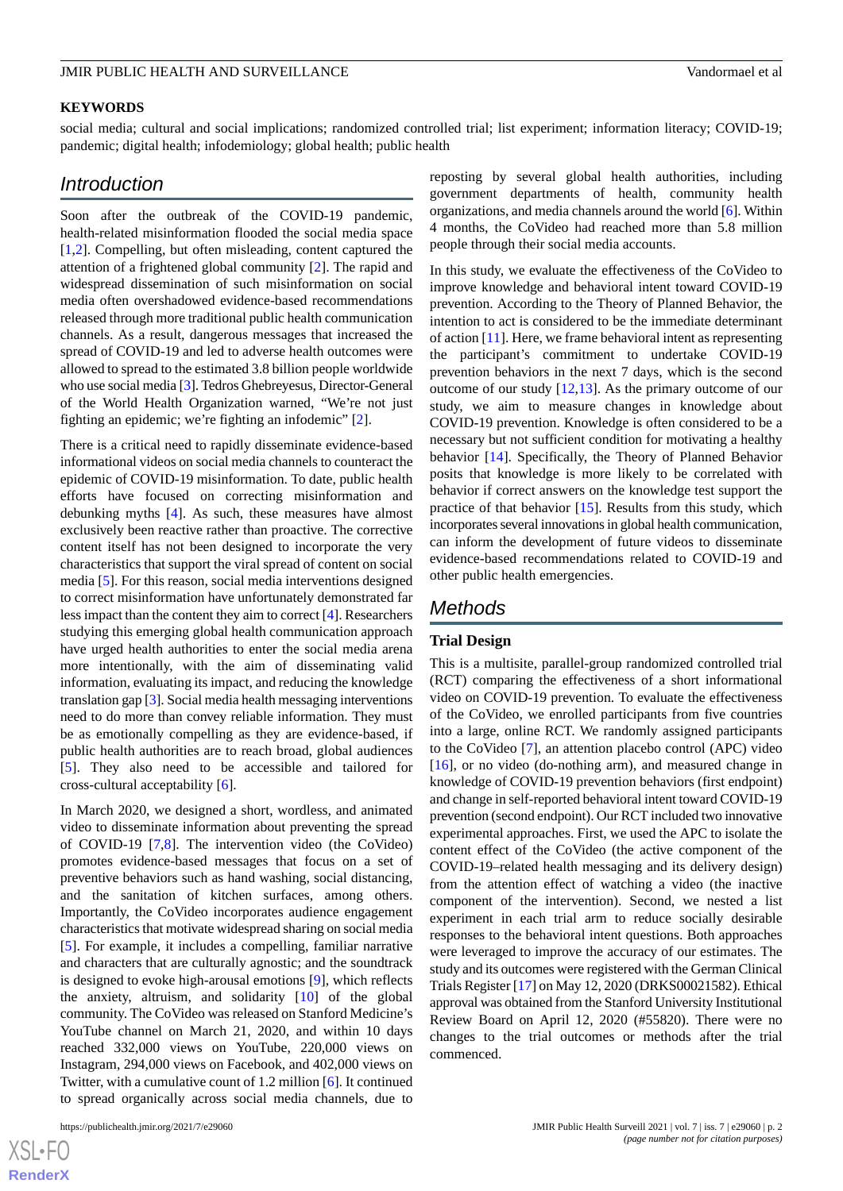## KEYWORDS

social media; cultural and social implications; randomized controlled trial; list experiment; information literacy; COVID-19; pandemic; digital health; infodemiology; global health; public health

## Introduction

Soon after the outbreak of the COVID-19 pandemic, health-related misinformation flooded the social media space [1,2]. Compelling, but often misleading, content captured the attention of a frightened global community [2]. The rapid and widespread dissemination of such misinformation on social media often overshadowed evidence-based recommendations released through more traditional public health communication channels. As a result, dangerous messages that increased the spread of COVID-19 and led to adverse health outcomes were allowed to spread to the estimated 3.8 billion people worldwide who use social media [3]. Tedros Ghebreyesus, Director-General of the World Health Organization wrote, "We're not just fighting an epidemic; we're fighting an infodemic" [2].

There is a critical need to rapidly disseminate evidence-based informational videos on social media channels to counteract the epidemic of COVID-19 misinformation. To date, public health efforts have focused on correcting misinformation and debunking myths [4]. As such, these measures have almost exclusively been reactive rather than proactive. The corrective content itself has not been designed to incorporate the very characteristics that support the viral spread of content on social media [5]. For this reason, social media interventions designed to correct misinformation have unfortunately demonstrated far less impact than the content they aim to correct [4]. Researchers studying this emerging global health communication approach have urged health authorities to enter the social media arena more intentionally, with the aim of disseminating valid information, evaluating its impact, and reducing the knowledge translation gap [3]. Social media health messaging interventions need to do more than convey reliable information. They must be as emotionally compelling as they are evidence-based, if public health authorities are to reach broad, global audiences [5]. They also need to be accessible and tailored for cross-cultural acceptability [6].

In March 2020, we designed a short, wordless, and animated video to disseminate information about preventing the spread of COVID-19 [7,8]. The intervention video (the CoVideo) promotes evidence-based messages that focus on a set of preventive behaviors such as hand washing, social distancing, and the sanitation of kitchen surfaces, among others. Importantly, the CoVideo incorporates audience engagement characteristics that motivate widespread sharing on social media [5]. For example, it includes a compelling, familiar narrative and characters that are culturally agnostic; and the soundtrack is designed to evoke high-arousal emotions [9], which reflects the anxiety, altruism, and solidarity [10] of the global community. The CoVideo was released on Stanford Medicine's YouTube channel on March 21, 2020, and within 10 days reached 332,000 views on YouTube, 220,000 views on Instagram, 294,000 views on Facebook, and 402,000 views on Twitter, with a cumulative count of 1.2 million [6]. It continued to spread organically across social media channels, due to reposting by several global health authorities, including government departments of health, community health organizations, and media channels around the world [6]. Within 4 months, the CoVideo had reached more than 5.8 million people through their social media accounts.

In this study, we evaluate the effectiveness of the CoVideo to improve knowledge and behavioral intent toward COVID-19 prevention. According to the Theory of Planned Behavior, the intention to act is considered to be the immediate determinant of action [11]. Here, we frame behavioral intent as representing the participant's commitment to undertake COVID-19 prevention behaviors in the next 7 days, which is the second outcome of our study [12,13]. As the primary outcome of our study, we aim to measure changes in knowledge about COVID-19 prevention. Knowledge is often considered to be a necessary but not sufficient condition for motivating a healthy behavior [14]. Specifically, the Theory of Planned Behavior posits that knowledge is more likely to be correlated with behavior if correct answers on the knowledge test support the practice of that behavior [15]. Results from this study, which incorporates several innovations in global health communication, can inform the development of future videos to disseminate evidence-based recommendations related to COVID-19 and other public health emergencies.

## Methods

### Trial Design

This is a multisite, parallel-group randomized controlled trial (RCT) comparing the effectiveness of a short informational video on COVID-19 prevention. To evaluate the effectiveness of the CoVideo, we enrolled participants from five countries into a large, online RCT. We randomly assigned participants to the CoVideo [7], an attention placebo control (APC) video [16], or no video (do-nothing arm), and measured change in knowledge of COVID-19 prevention behaviors (first endpoint) and change in self-reported behavioral intent toward COVID-19 prevention (second endpoint). Our RCT included two innovative experimental approaches. First, we used the APC to isolate the content effect of the CoVideo (the active component of the COVID-19–related health messaging and its delivery design) from the attention effect of watching a video (the inactive component of the intervention). Second, we nested a list experiment in each trial arm to reduce socially desirable responses to the behavioral intent questions. Both approaches were leveraged to improve the accuracy of our estimates. The study and its outcomes were registered with the German Clinical Trials Register [17] on May 12, 2020 (DRKS00021582). Ethical approval was obtained from the Stanford University Institutional Review Board on April 12, 2020 (#55820). There were no changes to the trial outcomes or methods after the trial commenced.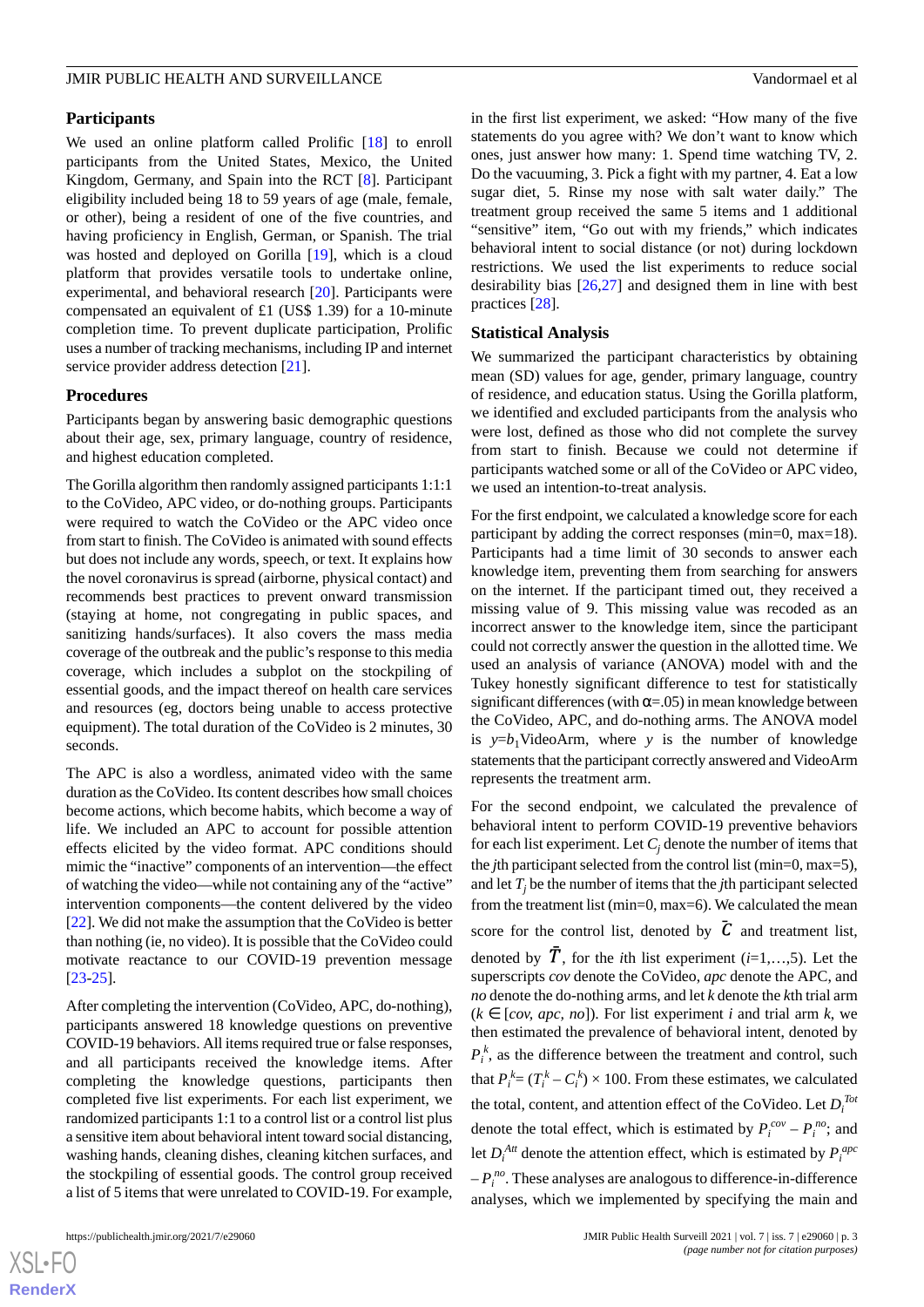### Participants

We used an online platform called Prolific [18] to enroll participants from the United States, Mexico, the United Kingdom, Germany, and Spain into the RCT [8]. Participant eligibility included being 18 to 59 years of age (male, female, or other), being a resident of one of the five countries, and having proficiency in English, German, or Spanish. The trial was hosted and deployed on Gorilla [19], which is a cloud platform that provides versatile tools to undertake online, experimental, and behavioral research [20]. Participants were compensated an equivalent of £1 (US$ 1.39) for a 10-minute completion time. To prevent duplicate participation, Prolific uses a number of tracking mechanisms, including IP and internet service provider address detection [21].

### Procedures

Participants began by answering basic demographic questions about their age, sex, primary language, country of residence, and highest education completed.

The Gorilla algorithm then randomly assigned participants 1:1:1 to the CoVideo, APC video, or do-nothing groups. Participants were required to watch the CoVideo or the APC video once from start to finish. The CoVideo is animated with sound effects but does not include any words, speech, or text. It explains how the novel coronavirus is spread (airborne, physical contact) and recommends best practices to prevent onward transmission (staying at home, not congregating in public spaces, and sanitizing hands/surfaces). It also covers the mass media coverage of the outbreak and the public's response to this media coverage, which includes a subplot on the stockpiling of essential goods, and the impact thereof on health care services and resources (eg, doctors being unable to access protective equipment). The total duration of the CoVideo is 2 minutes, 30 seconds.

The APC is also a wordless, animated video with the same duration as the CoVideo. Its content describes how small choices become actions, which become habits, which become a way of life. We included an APC to account for possible attention effects elicited by the video format. APC conditions should mimic the "inactive" components of an intervention—the effect of watching the video—while not containing any of the "active" intervention components—the content delivered by the video [22]. We did not make the assumption that the CoVideo is better than nothing (ie, no video). It is possible that the CoVideo could motivate reactance to our COVID-19 prevention message [23-25].

After completing the intervention (CoVideo, APC, do-nothing), participants answered 18 knowledge questions on preventive COVID-19 behaviors. All items required true or false responses, and all participants received the knowledge items. After completing the knowledge questions, participants then completed five list experiments. For each list experiment, we randomized participants 1:1 to a control list or a control list plus a sensitive item about behavioral intent toward social distancing, washing hands, cleaning dishes, cleaning kitchen surfaces, and the stockpiling of essential goods. The control group received a list of 5 items that were unrelated to COVID-19. For example, in the first list experiment, we asked: "How many of the five statements do you agree with? We don't want to know which ones, just answer how many: 1. Spend time watching TV, 2. Do the vacuuming, 3. Pick a fight with my partner, 4. Eat a low sugar diet, 5. Rinse my nose with salt water daily." The treatment group received the same 5 items and 1 additional "sensitive" item, "Go out with my friends," which indicates behavioral intent to social distance (or not) during lockdown restrictions. We used the list experiments to reduce social desirability bias [26,27] and designed them in line with best practices [28].

### Statistical Analysis

We summarized the participant characteristics by obtaining mean (SD) values for age, gender, primary language, country of residence, and education status. Using the Gorilla platform, we identified and excluded participants from the analysis who were lost, defined as those who did not complete the survey from start to finish. Because we could not determine if participants watched some or all of the CoVideo or APC video, we used an intention-to-treat analysis.

For the first endpoint, we calculated a knowledge score for each participant by adding the correct responses (min=0, max=18). Participants had a time limit of 30 seconds to answer each knowledge item, preventing them from searching for answers on the internet. If the participant timed out, they received a missing value of 9. This missing value was recoded as an incorrect answer to the knowledge item, since the participant could not correctly answer the question in the allotted time. We used an analysis of variance (ANOVA) model with the Tukey honestly significant difference to test for statistically significant differences (with $\alpha$=.05) in mean knowledge between the CoVideo, APC, and do-nothing arms. The ANOVA model is $y=b_1\text{VideoArm}$, where $y$ is the number of knowledge statements that the participant correctly answered and VideoArm represents the treatment arm.

For the second endpoint, we calculated the prevalence of behavioral intent to perform COVID-19 preventive behaviors for each list experiment. Let $C_j$ denote the number of items that the $j$th participant selected from the control list (min=0, max=5), and let $T_j$ be the number of items that the $j$th participant selected from the treatment list (min=0, max=6). We calculated the mean score for the control list, denoted by $\bar{C}$ and treatment list, denoted by $\bar{T}$, for the $i$th list experiment ($i$=1,…,5). Let the superscripts $cov$ denote the CoVideo, $apc$ denote the APC, and $no$ denote the do-nothing arms, and let $k$ denote the $k$th trial arm ($k \in [cov, apc, no]$). For list experiment $i$ and trial arm $k$, we then estimated the prevalence of behavioral intent, denoted by $P_i^k$, as the difference between the treatment and control, such that $P_i^k = (T_i^k - C_i^k) \times 100$. From these estimates, we calculated the total, content, and attention effect of the CoVideo. Let $D_i^{Tot}$ denote the total effect, which is estimated by $P_i^{cov} - P_i^{no}$; and let $D_i^{Att}$ denote the attention effect, which is estimated by $P_i^{apc} - P_i^{no}$. These analyses are analogous to difference-in-difference analyses, which we implemented by specifying the main and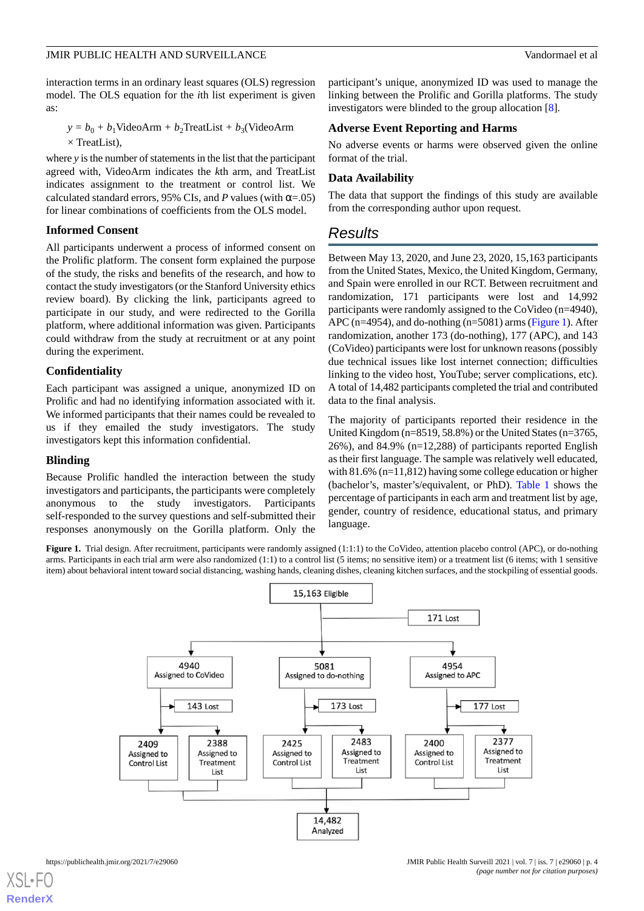interaction terms in an ordinary least squares (OLS) regression model. The OLS equation for the *i*th list experiment is given as:

$$y = b_0 + b_1\text{VideoArm} + b_2\text{TreatList} + b_3(\text{VideoArm} \times \text{TreatList}),$$

where $y$ is the number of statements in the list that the participant agreed with, VideoArm indicates the *k*th arm, and TreatList indicates assignment to the treatment or control list. We calculated standard errors, 95% CIs, and *P* values (with $\alpha$=.05) for linear combinations of coefficients from the OLS model.

### Informed Consent

All participants underwent a process of informed consent on the Prolific platform. The consent form explained the purpose of the study, the risks and benefits of the research, and how to contact the study investigators (or the Stanford University ethics review board). By clicking the link, participants agreed to participate in our study, and were redirected to the Gorilla platform, where additional information was given. Participants could withdraw from the study at recruitment or at any point during the experiment.

### Confidentiality

Each participant was assigned a unique, anonymized ID on Prolific and had no identifying information associated with it. We informed participants that their names could be revealed to us if they emailed the study investigators. The study investigators kept this information confidential.

### Blinding

Because Prolific handled the interaction between the study investigators and participants, the participants were completely anonymous to the study investigators. Participants self-responded to the survey questions and self-submitted their responses anonymously on the Gorilla platform. Only the participant's unique, anonymized ID was used to manage the linking between the Prolific and Gorilla platforms. The study investigators were blinded to the group allocation [8].

### Adverse Event Reporting and Harms

No adverse events or harms were observed given the online format of the trial.

### Data Availability

The data that support the findings of this study are available from the corresponding author upon request.

## Results

Between May 13, 2020, and June 23, 2020, 15,163 participants from the United States, Mexico, the United Kingdom, Germany, and Spain were enrolled in our RCT. Between recruitment and randomization, 171 participants were lost and 14,992 participants were randomly assigned to the CoVideo (n=4940), APC (n=4954), and do-nothing (n=5081) arms (Figure 1). After randomization, another 173 (do-nothing), 177 (APC), and 143 (CoVideo) participants were lost for unknown reasons (possibly due technical issues like lost internet connection; difficulties linking to the video host, YouTube; server complications, etc). A total of 14,482 participants completed the trial and contributed data to the final analysis.

The majority of participants reported their residence in the United Kingdom (n=8519, 58.8%) or the United States (n=3765, 26%), and 84.9% (n=12,288) of participants reported English as their first language. The sample was relatively well educated, with 81.6% (n=11,812) having some college education or higher (bachelor's, master's/equivalent, or PhD). Table 1 shows the percentage of participants in each arm and treatment list by age, gender, country of residence, educational status, and primary language.

**Figure 1.** Trial design. After recruitment, participants were randomly assigned (1:1:1) to the CoVideo, attention placebo control (APC), or do-nothing arms. Participants in each trial arm were also randomized (1:1) to a control list (5 items; no sensitive item) or a treatment list (6 items; with 1 sensitive item) about behavioral intent toward social distancing, washing hands, cleaning dishes, cleaning kitchen surfaces, and the stockpiling of essential goods.

15,163 Eligible

171 Lost

4940 Assigned to CoVideo

5081 Assigned to do-nothing

4954 Assigned to APC

143 Lost

173 Lost

177 Lost

2409 Assigned to Control List

2388 Assigned to Treatment List

2425 Assigned to Control List

2483 Assigned to Treatment List

2400 Assigned to Control List

2377 Assigned to Treatment List

14,482 Analyzed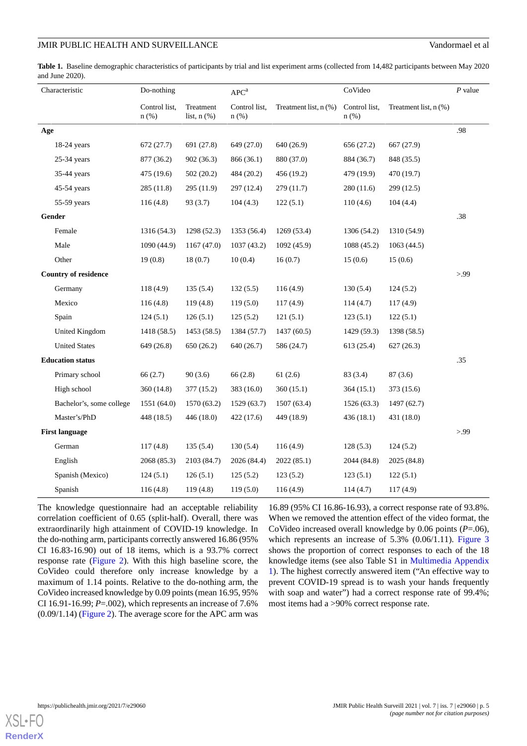**Table 1.** Baseline demographic characteristics of participants by trial and list experiment arms (collected from 14,482 participants between May 2020 and June 2020).

| Characteristic | Do-nothing | | APC[a] | | CoVideo | | *P* value |
|---|---|---|---|---|---|---|---|
| | Control list, n (%) | Treatment list, n (%) | Control list, n (%) | Treatment list, n (%) | Control list, n (%) | Treatment list, n (%) | |
| **Age** | | | | | | | .98 |
| 18-24 years | 672 (27.7) | 691 (27.8) | 649 (27.0) | 640 (26.9) | 656 (27.2) | 667 (27.9) | |
| 25-34 years | 877 (36.2) | 902 (36.3) | 866 (36.1) | 880 (37.0) | 884 (36.7) | 848 (35.5) | |
| 35-44 years | 475 (19.6) | 502 (20.2) | 484 (20.2) | 456 (19.2) | 479 (19.9) | 470 (19.7) | |
| 45-54 years | 285 (11.8) | 295 (11.9) | 297 (12.4) | 279 (11.7) | 280 (11.6) | 299 (12.5) | |
| 55-59 years | 116 (4.8) | 93 (3.7) | 104 (4.3) | 122 (5.1) | 110 (4.6) | 104 (4.4) | |
| **Gender** | | | | | | | .38 |
| Female | 1316 (54.3) | 1298 (52.3) | 1353 (56.4) | 1269 (53.4) | 1306 (54.2) | 1310 (54.9) | |
| Male | 1090 (44.9) | 1167 (47.0) | 1037 (43.2) | 1092 (45.9) | 1088 (45.2) | 1063 (44.5) | |
| Other | 19 (0.8) | 18 (0.7) | 10 (0.4) | 16 (0.7) | 15 (0.6) | 15 (0.6) | |
| **Country of residence** | | | | | | | >.99 |
| Germany | 118 (4.9) | 135 (5.4) | 132 (5.5) | 116 (4.9) | 130 (5.4) | 124 (5.2) | |
| Mexico | 116 (4.8) | 119 (4.8) | 119 (5.0) | 117 (4.9) | 114 (4.7) | 117 (4.9) | |
| Spain | 124 (5.1) | 126 (5.1) | 125 (5.2) | 121 (5.1) | 123 (5.1) | 122 (5.1) | |
| United Kingdom | 1418 (58.5) | 1453 (58.5) | 1384 (57.7) | 1437 (60.5) | 1429 (59.3) | 1398 (58.5) | |
| United States | 649 (26.8) | 650 (26.2) | 640 (26.7) | 586 (24.7) | 613 (25.4) | 627 (26.3) | |
| **Education status** | | | | | | | .35 |
| Primary school | 66 (2.7) | 90 (3.6) | 66 (2.8) | 61 (2.6) | 83 (3.4) | 87 (3.6) | |
| High school | 360 (14.8) | 377 (15.2) | 383 (16.0) | 360 (15.1) | 364 (15.1) | 373 (15.6) | |
| Bachelor's, some college | 1551 (64.0) | 1570 (63.2) | 1529 (63.7) | 1507 (63.4) | 1526 (63.3) | 1497 (62.7) | |
| Master's/PhD | 448 (18.5) | 446 (18.0) | 422 (17.6) | 449 (18.9) | 436 (18.1) | 431 (18.0) | |
| **First language** | | | | | | | >.99 |
| German | 117 (4.8) | 135 (5.4) | 130 (5.4) | 116 (4.9) | 128 (5.3) | 124 (5.2) | |
| English | 2068 (85.3) | 2103 (84.7) | 2026 (84.4) | 2022 (85.1) | 2044 (84.8) | 2025 (84.8) | |
| Spanish (Mexico) | 124 (5.1) | 126 (5.1) | 125 (5.2) | 123 (5.2) | 123 (5.1) | 122 (5.1) | |
| Spanish | 116 (4.8) | 119 (4.8) | 119 (5.0) | 116 (4.9) | 114 (4.7) | 117 (4.9) | |

The knowledge questionnaire had an acceptable reliability correlation coefficient of 0.65 (split-half). Overall, there was extraordinarily high attainment of COVID-19 knowledge. In the do-nothing arm, participants correctly answered 16.86 (95% CI 16.83-16.90) out of 18 items, which is a 93.7% correct response rate (Figure 2). With this high baseline score, the CoVideo could therefore only increase knowledge by a maximum of 1.14 points. Relative to the do-nothing arm, the CoVideo increased knowledge by 0.09 points (mean 16.95, 95% CI 16.91-16.99; *P*=.002), which represents an increase of 7.6% (0.09/1.14) (Figure 2). The average score for the APC arm was 16.89 (95% CI 16.86-16.93), a correct response rate of 93.8%. When we removed the attention effect of the video format, the CoVideo increased overall knowledge by 0.06 points (*P*=.06), which represents an increase of 5.3% (0.06/1.11). Figure 3 shows the proportion of correct responses to each of the 18 knowledge items (see also Table S1 in Multimedia Appendix 1). The highest correctly answered item ("An effective way to prevent COVID-19 spread is to wash your hands frequently with soap and water") had a correct response rate of 99.4%; most items had a >90% correct response rate.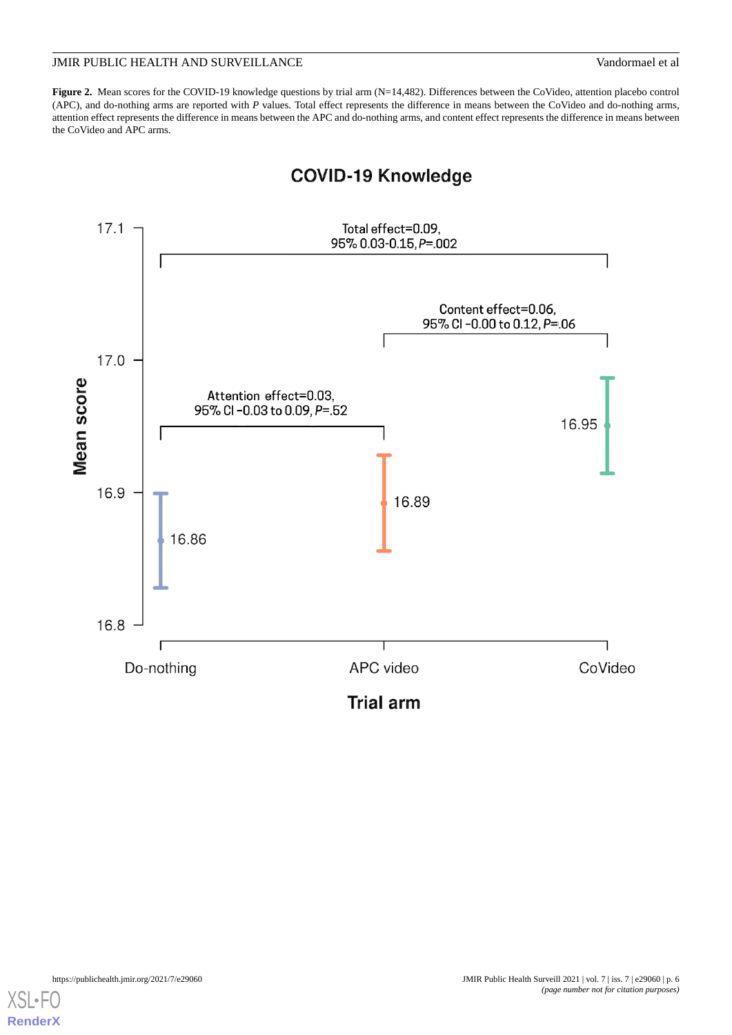**Figure 2.** Mean scores for the COVID-19 knowledge questions by trial arm (N=14,482). Differences between the CoVideo, attention placebo control (APC), and do-nothing arms are reported with *P* values. Total effect represents the difference in means between the CoVideo and do-nothing arms, attention effect represents the difference in means between the APC and do-nothing arms, and content effect represents the difference in means between the CoVideo and APC arms.

**COVID-19 Knowledge**

Total effect=0.09, 95% 0.03-0.15, *P*=.002

Content effect=0.06, 95% CI −0.00 to 0.12, *P*=.06

Attention effect=0.03, 95% CI −0.03 to 0.09, *P*=.52

| Trial arm | Mean score |
| --- | --- |
| Do-nothing | 16.86 |
| APC video | 16.89 |
| CoVideo | 16.95 |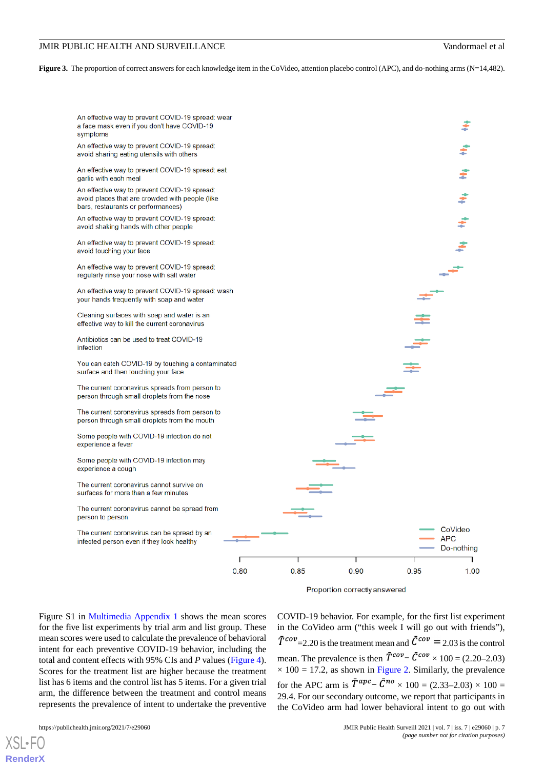**Figure 3.** The proportion of correct answers for each knowledge item in the CoVideo, attention placebo control (APC), and do-nothing arms (N=14,482).

Figure S1 in Multimedia Appendix 1 shows the mean scores for the five list experiments by trial arm and list group. These mean scores were used to calculate the prevalence of behavioral intent for each preventive COVID-19 behavior, including the total and content effects with 95% CIs and *P* values (Figure 4). Scores for the treatment list are higher because the treatment list has 6 items and the control list has 5 items. For a given trial arm, the difference between the treatment and control means represents the prevalence of intent to undertake the preventive COVID-19 behavior. For example, for the first list experiment in the CoVideo arm ("this week I will go out with friends"), $\bar{T}^{cov}$=2.20 is the treatment mean and $\bar{C}^{cov}$ = 2.03 is the control mean. The prevalence is then $\bar{T}^{cov} - \bar{C}^{cov}$ × 100 = (2.20–2.03) × 100 = 17.2, as shown in Figure 2. Similarly, the prevalence for the APC arm is $\bar{T}^{apc} - \bar{C}^{no}$ × 100 = (2.33–2.03) × 100 = 29.4. For our secondary outcome, we report that participants in the CoVideo arm had lower behavioral intent to go out with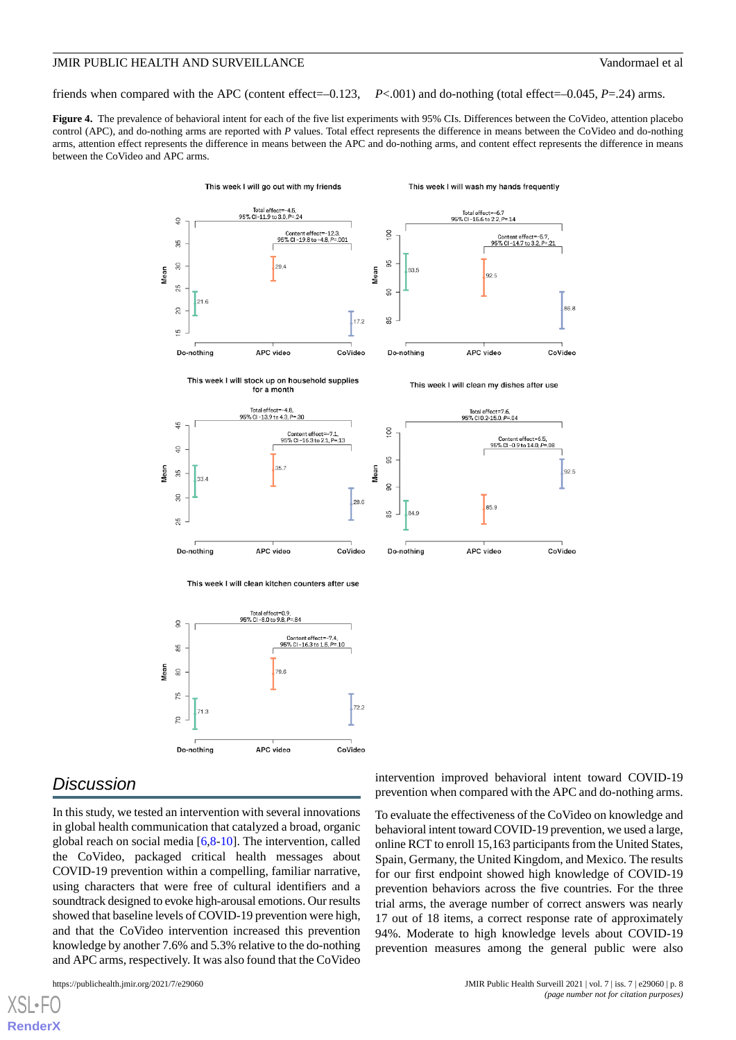friends when compared with the APC (content effect=–0.123, *P*<.001) and do-nothing (total effect=–0.045, *P*=.24) arms.

**Figure 4.** The prevalence of behavioral intent for each of the five list experiments with 95% CIs. Differences between the CoVideo, attention placebo control (APC), and do-nothing arms are reported with *P* values. Total effect represents the difference in means between the CoVideo and do-nothing arms, attention effect represents the difference in means between the APC and do-nothing arms, and content effect represents the difference in means between the CoVideo and APC arms.

## Discussion

In this study, we tested an intervention with several innovations in global health communication that catalyzed a broad, organic global reach on social media [6,8-10]. The intervention, called the CoVideo, packaged critical health messages about COVID-19 prevention within a compelling, familiar narrative, using characters that were free of cultural identifiers and a soundtrack designed to evoke high-arousal emotions. Our results showed that baseline levels of COVID-19 prevention were high, and that the CoVideo intervention increased this prevention knowledge by another 7.6% and 5.3% relative to the do-nothing and APC arms, respectively. It was also found that the CoVideo intervention improved behavioral intent toward COVID-19 prevention when compared with the APC and do-nothing arms.

To evaluate the effectiveness of the CoVideo on knowledge and behavioral intent toward COVID-19 prevention, we used a large, online RCT to enroll 15,163 participants from the United States, Spain, Germany, the United Kingdom, and Mexico. The results for our first endpoint showed high knowledge of COVID-19 prevention behaviors across the five countries. For the three trial arms, the average number of correct answers was nearly 17 out of 18 items, a correct response rate of approximately 94%. Moderate to high knowledge levels about COVID-19 prevention measures among the general public were also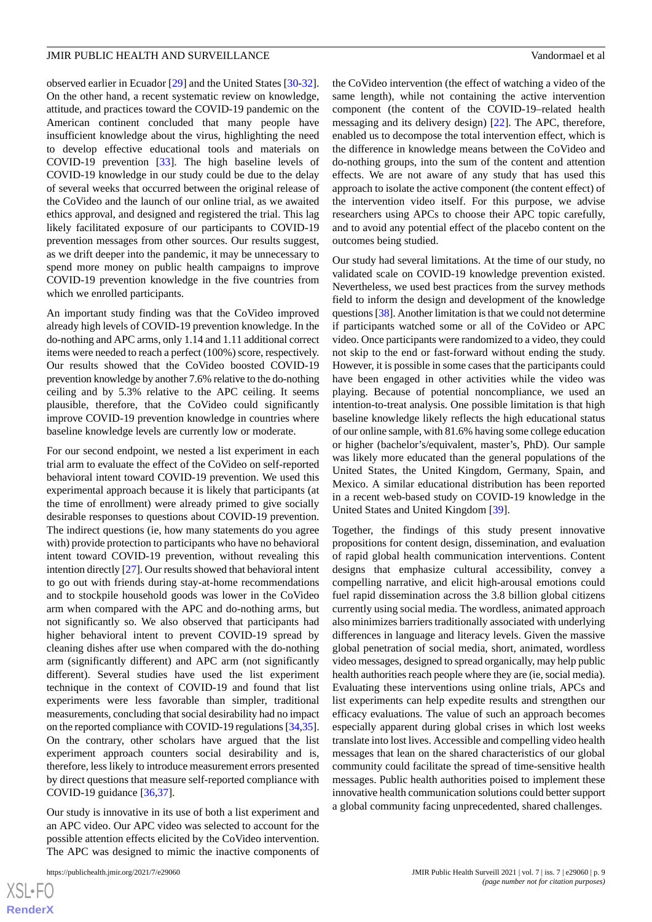observed earlier in Ecuador [29] and the United States [30-32]. On the other hand, a recent systematic review on knowledge, attitude, and practices toward the COVID-19 pandemic on the American continent concluded that many people have insufficient knowledge about the virus, highlighting the need to develop effective educational tools and materials on COVID-19 prevention [33]. The high baseline levels of COVID-19 knowledge in our study could be due to the delay of several weeks that occurred between the original release of the CoVideo and the launch of our online trial, as we awaited ethics approval, and designed and registered the trial. This lag likely facilitated exposure of our participants to COVID-19 prevention messages from other sources. Our results suggest, as we drift deeper into the pandemic, it may be unnecessary to spend more money on public health campaigns to improve COVID-19 prevention knowledge in the five countries from which we enrolled participants.

An important study finding was that the CoVideo improved already high levels of COVID-19 prevention knowledge. In the do-nothing and APC arms, only 1.14 and 1.11 additional correct items were needed to reach a perfect (100%) score, respectively. Our results showed that the CoVideo boosted COVID-19 prevention knowledge by another 7.6% relative to the do-nothing ceiling and by 5.3% relative to the APC ceiling. It seems plausible, therefore, that the CoVideo could significantly improve COVID-19 prevention knowledge in countries where baseline knowledge levels are currently low or moderate.

For our second endpoint, we nested a list experiment in each trial arm to evaluate the effect of the CoVideo on self-reported behavioral intent toward COVID-19 prevention. We used this experimental approach because it is likely that participants (at the time of enrollment) were already primed to give socially desirable responses to questions about COVID-19 prevention. The indirect questions (ie, how many statements do you agree with) provide protection to participants who have no behavioral intent toward COVID-19 prevention, without revealing this intention directly [27]. Our results showed that behavioral intent to go out with friends during stay-at-home recommendations and to stockpile household goods was lower in the CoVideo arm when compared with the APC and do-nothing arms, but not significantly so. We also observed that participants had higher behavioral intent to prevent COVID-19 spread by cleaning dishes after use when compared with the do-nothing arm (significantly different) and APC arm (not significantly different). Several studies have used the list experiment technique in the context of COVID-19 and found that list experiments were less favorable than simpler, traditional measurements, concluding that social desirability had no impact on the reported compliance with COVID-19 regulations [34,35]. On the contrary, other scholars have argued that the list experiment approach counters social desirability and is, therefore, less likely to introduce measurement errors presented by direct questions that measure self-reported compliance with COVID-19 guidance [36,37].

Our study is innovative in its use of both a list experiment and an APC video. Our APC video was selected to account for the possible attention effects elicited by the CoVideo intervention. The APC was designed to mimic the inactive components of the CoVideo intervention (the effect of watching a video of the same length), while not containing the active intervention component (the content of the COVID-19–related health messaging and its delivery design) [22]. The APC, therefore, enabled us to decompose the total intervention effect, which is the difference in knowledge means between the CoVideo and do-nothing groups, into the sum of the content and attention effects. We are not aware of any study that has used this approach to isolate the active component (the content effect) of the intervention video itself. For this purpose, we advise researchers using APCs to choose their APC topic carefully, and to avoid any potential effect of the placebo content on the outcomes being studied.

Our study had several limitations. At the time of our study, no validated scale on COVID-19 knowledge prevention existed. Nevertheless, we used best practices from the survey methods field to inform the design and development of the knowledge questions [38]. Another limitation is that we could not determine if participants watched some or all of the CoVideo or APC video. Once participants were randomized to a video, they could not skip to the end or fast-forward without ending the study. However, it is possible in some cases that the participants could have been engaged in other activities while the video was playing. Because of potential noncompliance, we used an intention-to-treat analysis. One possible limitation is that high baseline knowledge likely reflects the high educational status of our online sample, with 81.6% having some college education or higher (bachelor's/equivalent, master's, PhD). Our sample was likely more educated than the general populations of the United States, the United Kingdom, Germany, Spain, and Mexico. A similar educational distribution has been reported in a recent web-based study on COVID-19 knowledge in the United States and United Kingdom [39].

Together, the findings of this study present innovative propositions for content design, dissemination, and evaluation of rapid global health communication interventions. Content designs that emphasize cultural accessibility, convey a compelling narrative, and elicit high-arousal emotions could fuel rapid dissemination across the 3.8 billion global citizens currently using social media. The wordless, animated approach also minimizes barriers traditionally associated with underlying differences in language and literacy levels. Given the massive global penetration of social media, short, animated, wordless video messages, designed to spread organically, may help public health authorities reach people where they are (ie, social media). Evaluating these interventions using online trials, APCs and list experiments can help expedite results and strengthen our efficacy evaluations. The value of such an approach becomes especially apparent during global crises in which lost weeks translate into lost lives. Accessible and compelling video health messages that lean on the shared characteristics of our global community could facilitate the spread of time-sensitive health messages. Public health authorities poised to implement these innovative health communication solutions could better support a global community facing unprecedented, shared challenges.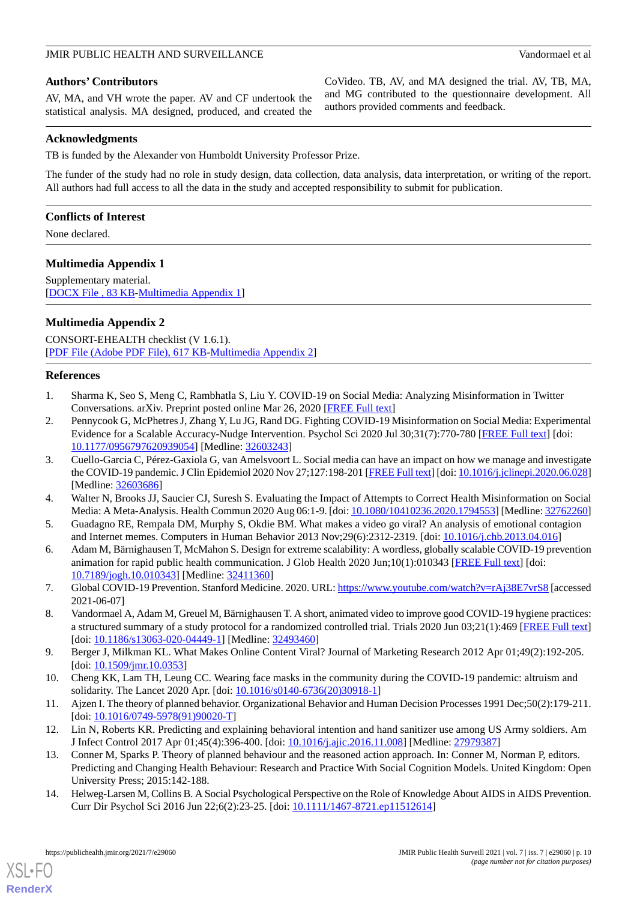## Authors' Contributors

AV, MA, and VH wrote the paper. AV and CF undertook the statistical analysis. MA designed, produced, and created the CoVideo. TB, AV, and MA designed the trial. AV, TB, MA, and MG contributed to the questionnaire development. All authors provided comments and feedback.

## Acknowledgments

TB is funded by the Alexander von Humboldt University Professor Prize.

The funder of the study had no role in study design, data collection, data analysis, data interpretation, or writing of the report. All authors had full access to all the data in the study and accepted responsibility to submit for publication.

## Conflicts of Interest

None declared.

## Multimedia Appendix 1

Supplementary material.
[DOCX File , 83 KB-Multimedia Appendix 1]

## Multimedia Appendix 2

CONSORT-EHEALTH checklist (V 1.6.1).
[PDF File (Adobe PDF File), 617 KB-Multimedia Appendix 2]

## References

1. Sharma K, Seo S, Meng C, Rambhatla S, Liu Y. COVID-19 on Social Media: Analyzing Misinformation in Twitter Conversations. arXiv. Preprint posted online Mar 26, 2020 [FREE Full text]
2. Pennycook G, McPhetres J, Zhang Y, Lu JG, Rand DG. Fighting COVID-19 Misinformation on Social Media: Experimental Evidence for a Scalable Accuracy-Nudge Intervention. Psychol Sci 2020 Jul 30;31(7):770-780 [FREE Full text] [doi: 10.1177/0956797620939054] [Medline: 32603243]
3. Cuello-Garcia C, Pérez-Gaxiola G, van Amelsvoort L. Social media can have an impact on how we manage and investigate the COVID-19 pandemic. J Clin Epidemiol 2020 Nov 27;127:198-201 [FREE Full text] [doi: 10.1016/j.jclinepi.2020.06.028] [Medline: 32603686]
4. Walter N, Brooks JJ, Saucier CJ, Suresh S. Evaluating the Impact of Attempts to Correct Health Misinformation on Social Media: A Meta-Analysis. Health Commun 2020 Aug 06:1-9. [doi: 10.1080/10410236.2020.1794553] [Medline: 32762260]
5. Guadagno RE, Rempala DM, Murphy S, Okdie BM. What makes a video go viral? An analysis of emotional contagion and Internet memes. Computers in Human Behavior 2013 Nov;29(6):2312-2319. [doi: 10.1016/j.chb.2013.04.016]
6. Adam M, Bärnighausen T, McMahon S. Design for extreme scalability: A wordless, globally scalable COVID-19 prevention animation for rapid public health communication. J Glob Health 2020 Jun;10(1):010343 [FREE Full text] [doi: 10.7189/jogh.10.010343] [Medline: 32411360]
7. Global COVID-19 Prevention. Stanford Medicine. 2020. URL: https://www.youtube.com/watch?v=rAj38E7vrS8 [accessed 2021-06-07]
8. Vandormael A, Adam M, Greuel M, Bärnighausen T. A short, animated video to improve good COVID-19 hygiene practices: a structured summary of a study protocol for a randomized controlled trial. Trials 2020 Jun 03;21(1):469 [FREE Full text] [doi: 10.1186/s13063-020-04449-1] [Medline: 32493460]
9. Berger J, Milkman KL. What Makes Online Content Viral? Journal of Marketing Research 2012 Apr 01;49(2):192-205. [doi: 10.1509/jmr.10.0353]
10. Cheng KK, Lam TH, Leung CC. Wearing face masks in the community during the COVID-19 pandemic: altruism and solidarity. The Lancet 2020 Apr. [doi: 10.1016/s0140-6736(20)30918-1]
11. Ajzen I. The theory of planned behavior. Organizational Behavior and Human Decision Processes 1991 Dec;50(2):179-211. [doi: 10.1016/0749-5978(91)90020-T]
12. Lin N, Roberts KR. Predicting and explaining behavioral intention and hand sanitizer use among US Army soldiers. Am J Infect Control 2017 Apr 01;45(4):396-400. [doi: 10.1016/j.ajic.2016.11.008] [Medline: 27979387]
13. Conner M, Sparks P. Theory of planned behaviour and the reasoned action approach. In: Conner M, Norman P, editors. Predicting and Changing Health Behaviour: Research and Practice With Social Cognition Models. United Kingdom: Open University Press; 2015:142-188.
14. Helweg-Larsen M, Collins B. A Social Psychological Perspective on the Role of Knowledge About AIDS in AIDS Prevention. Curr Dir Psychol Sci 2016 Jun 22;6(2):23-25. [doi: 10.1111/1467-8721.ep11512614]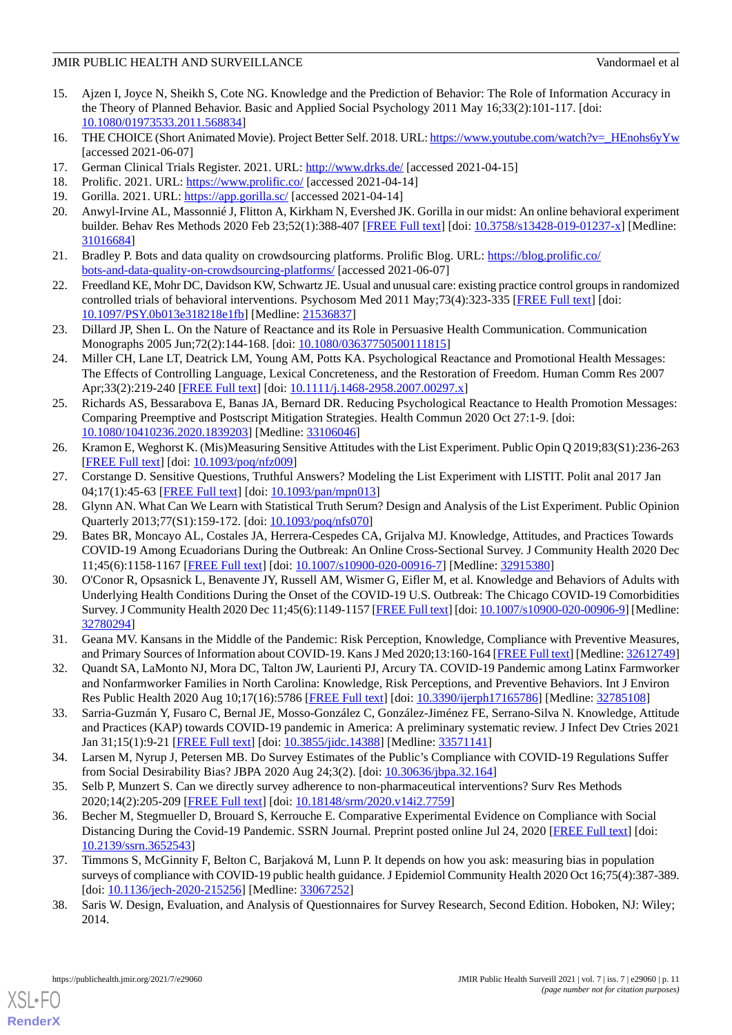15. Ajzen I, Joyce N, Sheikh S, Cote NG. Knowledge and the Prediction of Behavior: The Role of Information Accuracy in the Theory of Planned Behavior. Basic and Applied Social Psychology 2011 May 16;33(2):101-117. [doi: 10.1080/01973533.2011.568834]
16. THE CHOICE (Short Animated Movie). Project Better Self. 2018. URL: https://www.youtube.com/watch?v=_HEnohs6yYw [accessed 2021-06-07]
17. German Clinical Trials Register. 2021. URL: http://www.drks.de/ [accessed 2021-04-15]
18. Prolific. 2021. URL: https://www.prolific.co/ [accessed 2021-04-14]
19. Gorilla. 2021. URL: https://app.gorilla.sc/ [accessed 2021-04-14]
20. Anwyl-Irvine AL, Massonnié J, Flitton A, Kirkham N, Evershed JK. Gorilla in our midst: An online behavioral experiment builder. Behav Res Methods 2020 Feb 23;52(1):388-407 [FREE Full text] [doi: 10.3758/s13428-019-01237-x] [Medline: 31016684]
21. Bradley P. Bots and data quality on crowdsourcing platforms. Prolific Blog. URL: https://blog.prolific.co/bots-and-data-quality-on-crowdsourcing-platforms/ [accessed 2021-06-07]
22. Freedland KE, Mohr DC, Davidson KW, Schwartz JE. Usual and unusual care: existing practice control groups in randomized controlled trials of behavioral interventions. Psychosom Med 2011 May;73(4):323-335 [FREE Full text] [doi: 10.1097/PSY.0b013e318218e1fb] [Medline: 21536837]
23. Dillard JP, Shen L. On the Nature of Reactance and its Role in Persuasive Health Communication. Communication Monographs 2005 Jun;72(2):144-168. [doi: 10.1080/03637750500111815]
24. Miller CH, Lane LT, Deatrick LM, Young AM, Potts KA. Psychological Reactance and Promotional Health Messages: The Effects of Controlling Language, Lexical Concreteness, and the Restoration of Freedom. Human Comm Res 2007 Apr;33(2):219-240 [FREE Full text] [doi: 10.1111/j.1468-2958.2007.00297.x]
25. Richards AS, Bessarabova E, Banas JA, Bernard DR. Reducing Psychological Reactance to Health Promotion Messages: Comparing Preemptive and Postscript Mitigation Strategies. Health Commun 2020 Oct 27:1-9. [doi: 10.1080/10410236.2020.1839203] [Medline: 33106046]
26. Kramon E, Weghorst K. (Mis)Measuring Sensitive Attitudes with the List Experiment. Public Opin Q 2019;83(S1):236-263 [FREE Full text] [doi: 10.1093/poq/nfz009]
27. Corstange D. Sensitive Questions, Truthful Answers? Modeling the List Experiment with LISTIT. Polit anal 2017 Jan 04;17(1):45-63 [FREE Full text] [doi: 10.1093/pan/mpn013]
28. Glynn AN. What Can We Learn with Statistical Truth Serum? Design and Analysis of the List Experiment. Public Opinion Quarterly 2013;77(S1):159-172. [doi: 10.1093/poq/nfs070]
29. Bates BR, Moncayo AL, Costales JA, Herrera-Cespedes CA, Grijalva MJ. Knowledge, Attitudes, and Practices Towards COVID-19 Among Ecuadorians During the Outbreak: An Online Cross-Sectional Survey. J Community Health 2020 Dec 11;45(6):1158-1167 [FREE Full text] [doi: 10.1007/s10900-020-00916-7] [Medline: 32915380]
30. O'Conor R, Opsasnick L, Benavente JY, Russell AM, Wismer G, Eifler M, et al. Knowledge and Behaviors of Adults with Underlying Health Conditions During the Onset of the COVID-19 U.S. Outbreak: The Chicago COVID-19 Comorbidities Survey. J Community Health 2020 Dec 11;45(6):1149-1157 [FREE Full text] [doi: 10.1007/s10900-020-00906-9] [Medline: 32780294]
31. Geana MV. Kansans in the Middle of the Pandemic: Risk Perception, Knowledge, Compliance with Preventive Measures, and Primary Sources of Information about COVID-19. Kans J Med 2020;13:160-164 [FREE Full text] [Medline: 32612749]
32. Quandt SA, LaMonto NJ, Mora DC, Talton JW, Laurienti PJ, Arcury TA. COVID-19 Pandemic among Latinx Farmworker and Nonfarmworker Families in North Carolina: Knowledge, Risk Perceptions, and Preventive Behaviors. Int J Environ Res Public Health 2020 Aug 10;17(16):5786 [FREE Full text] [doi: 10.3390/ijerph17165786] [Medline: 32785108]
33. Sarria-Guzmán Y, Fusaro C, Bernal JE, Mosso-González C, González-Jiménez FE, Serrano-Silva N. Knowledge, Attitude and Practices (KAP) towards COVID-19 pandemic in America: A preliminary systematic review. J Infect Dev Ctries 2021 Jan 31;15(1):9-21 [FREE Full text] [doi: 10.3855/jidc.14388] [Medline: 33571141]
34. Larsen M, Nyrup J, Petersen MB. Do Survey Estimates of the Public's Compliance with COVID-19 Regulations Suffer from Social Desirability Bias? JBPA 2020 Aug 24;3(2). [doi: 10.30636/jbpa.32.164]
35. Selb P, Munzert S. Can we directly survey adherence to non-pharmaceutical interventions? Surv Res Methods 2020;14(2):205-209 [FREE Full text] [doi: 10.18148/srm/2020.v14i2.7759]
36. Becher M, Stegmueller D, Brouard S, Kerrouche E. Comparative Experimental Evidence on Compliance with Social Distancing During the Covid-19 Pandemic. SSRN Journal. Preprint posted online Jul 24, 2020 [FREE Full text] [doi: 10.2139/ssrn.3652543]
37. Timmons S, McGinnity F, Belton C, Barjaková M, Lunn P. It depends on how you ask: measuring bias in population surveys of compliance with COVID-19 public health guidance. J Epidemiol Community Health 2020 Oct 16;75(4):387-389. [doi: 10.1136/jech-2020-215256] [Medline: 33067252]
38. Saris W. Design, Evaluation, and Analysis of Questionnaires for Survey Research, Second Edition. Hoboken, NJ: Wiley; 2014.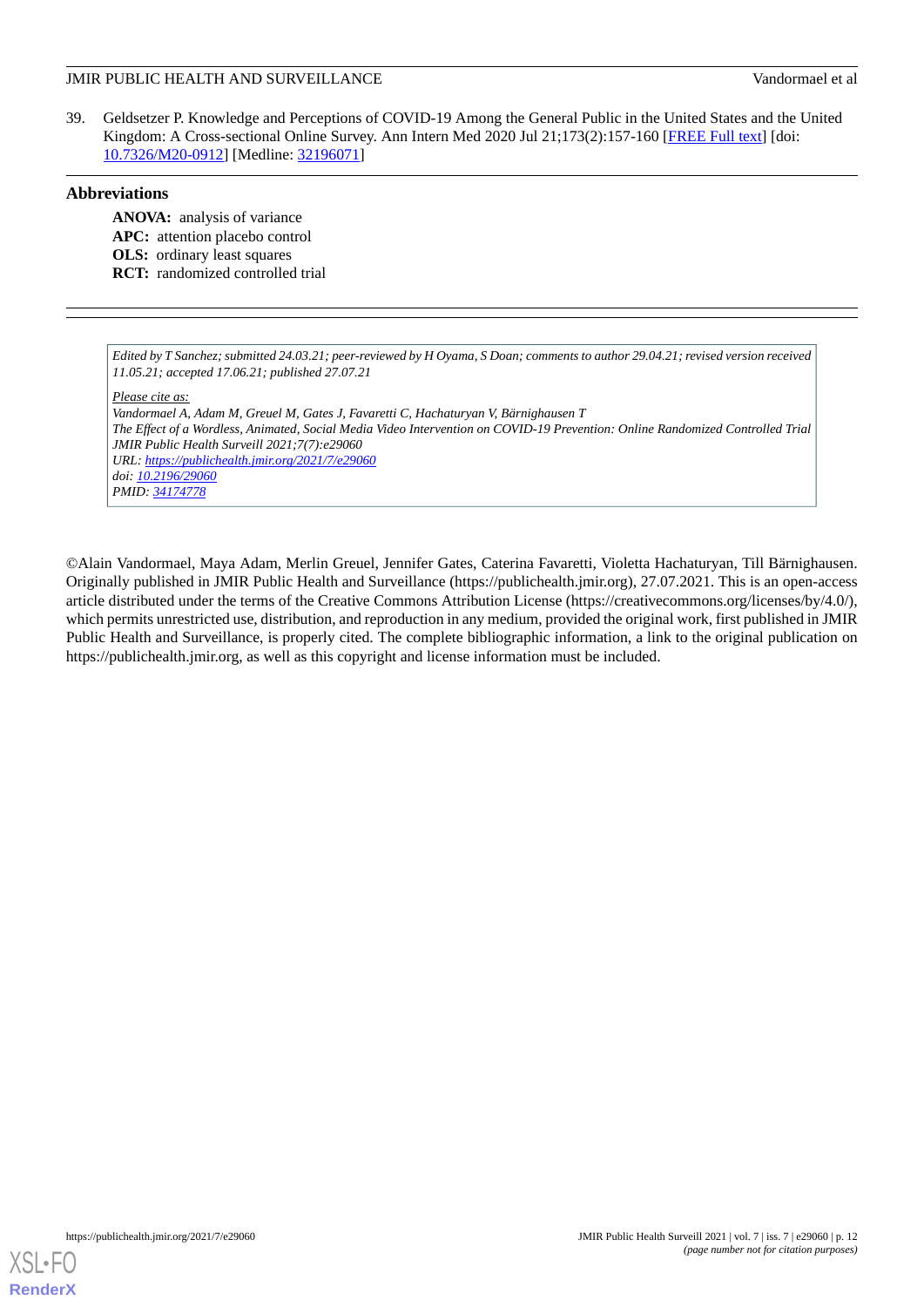39. Geldsetzer P. Knowledge and Perceptions of COVID-19 Among the General Public in the United States and the United Kingdom: A Cross-sectional Online Survey. Ann Intern Med 2020 Jul 21;173(2):157-160 [FREE Full text] [doi: 10.7326/M20-0912] [Medline: 32196071]

## Abbreviations

**ANOVA:** analysis of variance
**APC:** attention placebo control
**OLS:** ordinary least squares
**RCT:** randomized controlled trial

---

*Edited by T Sanchez; submitted 24.03.21; peer-reviewed by H Oyama, S Doan; comments to author 29.04.21; revised version received 11.05.21; accepted 17.06.21; published 27.07.21*

*Please cite as:*
*Vandormael A, Adam M, Greuel M, Gates J, Favaretti C, Hachaturyan V, Bärnighausen T*
*The Effect of a Wordless, Animated, Social Media Video Intervention on COVID-19 Prevention: Online Randomized Controlled Trial*
*JMIR Public Health Surveill 2021;7(7):e29060*
*URL: https://publichealth.jmir.org/2021/7/e29060*
*doi: 10.2196/29060*
*PMID: 34174778*

©Alain Vandormael, Maya Adam, Merlin Greuel, Jennifer Gates, Caterina Favaretti, Violetta Hachaturyan, Till Bärnighausen. Originally published in JMIR Public Health and Surveillance (https://publichealth.jmir.org), 27.07.2021. This is an open-access article distributed under the terms of the Creative Commons Attribution License (https://creativecommons.org/licenses/by/4.0/), which permits unrestricted use, distribution, and reproduction in any medium, provided the original work, first published in JMIR Public Health and Surveillance, is properly cited. The complete bibliographic information, a link to the original publication on https://publichealth.jmir.org, as well as this copyright and license information must be included.